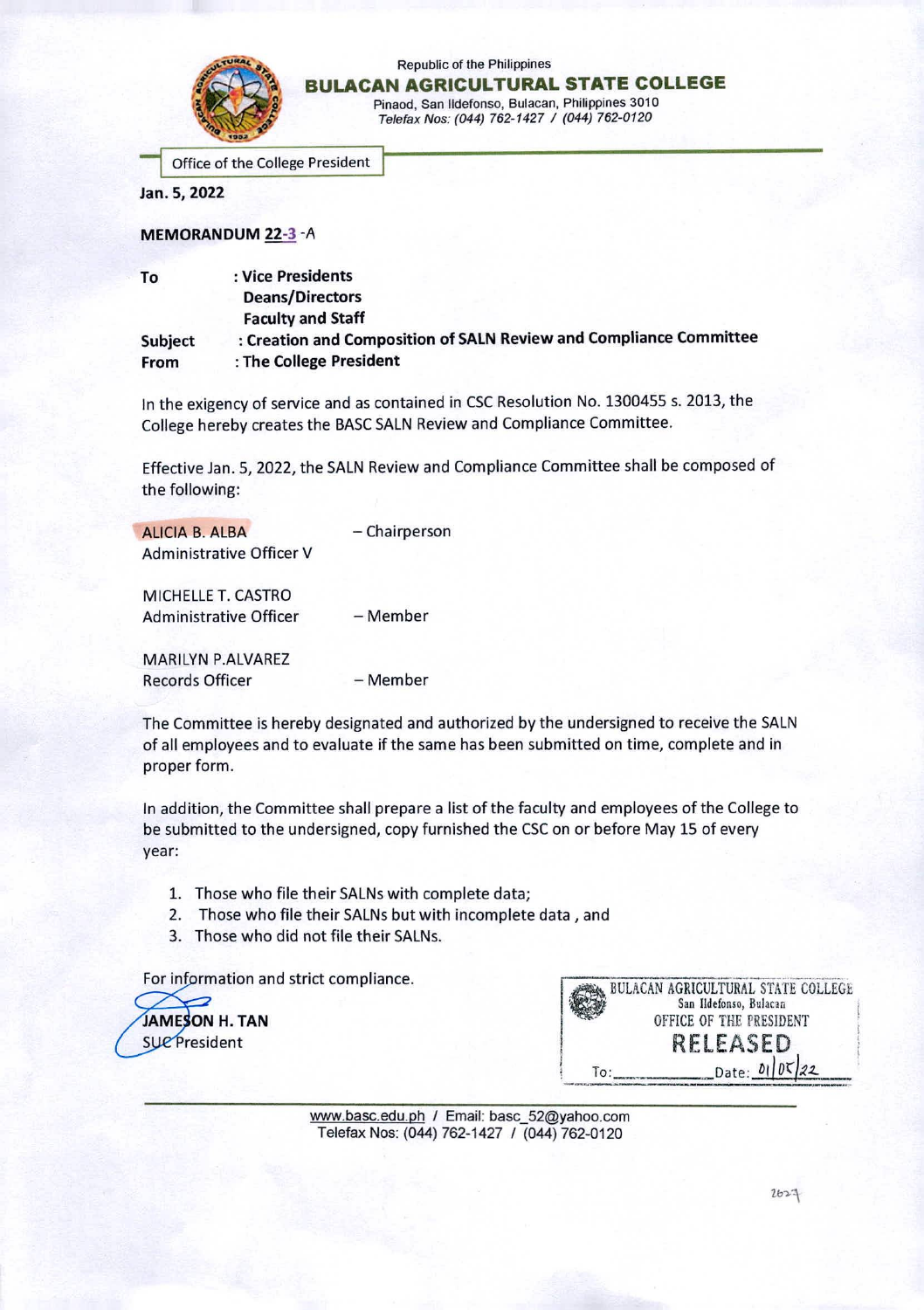Republic of the Philippines

**BULACAN AGRICULTURAL STATE COLLEGE**

Pinaod, San Ildefonso, Bulacan, Philippines 3010
*Telefax Nos: (044) 762-1427 / (044) 762-0120*

Office of the College President

**Jan. 5, 2022**

**MEMORANDUM 22-3 -A**

**To** : **Vice Presidents**
**Deans/Directors**
**Faculty and Staff**

**Subject** : **Creation and Composition of SALN Review and Compliance Committee**

**From** : **The College President**

In the exigency of service and as contained in CSC Resolution No. 1300455 s. 2013, the College hereby creates the BASC SALN Review and Compliance Committee.

Effective Jan. 5, 2022, the SALN Review and Compliance Committee shall be composed of the following:

ALICIA B. ALBA – Chairperson
Administrative Officer V

MICHELLE T. CASTRO
Administrative Officer – Member

MARILYN P.ALVAREZ
Records Officer – Member

The Committee is hereby designated and authorized by the undersigned to receive the SALN of all employees and to evaluate if the same has been submitted on time, complete and in proper form.

In addition, the Committee shall prepare a list of the faculty and employees of the College to be submitted to the undersigned, copy furnished the CSC on or before May 15 of every year:

1. Those who file their SALNs with complete data;
2. Those who file their SALNs but with incomplete data , and
3. Those who did not file their SALNs.

For information and strict compliance.

**JAMESON H. TAN**
SUC President

BULACAN AGRICULTURAL STATE COLLEGE
San Ildefonso, Bulacan
OFFICE OF THE PRESIDENT
RELEASED
To:\_\_\_\_\_\_\_\_\_\_ Date: 01/05/22

www.basc.edu.ph / Email: basc_52@yahoo.com
Telefax Nos: (044) 762-1427 / (044) 762-0120